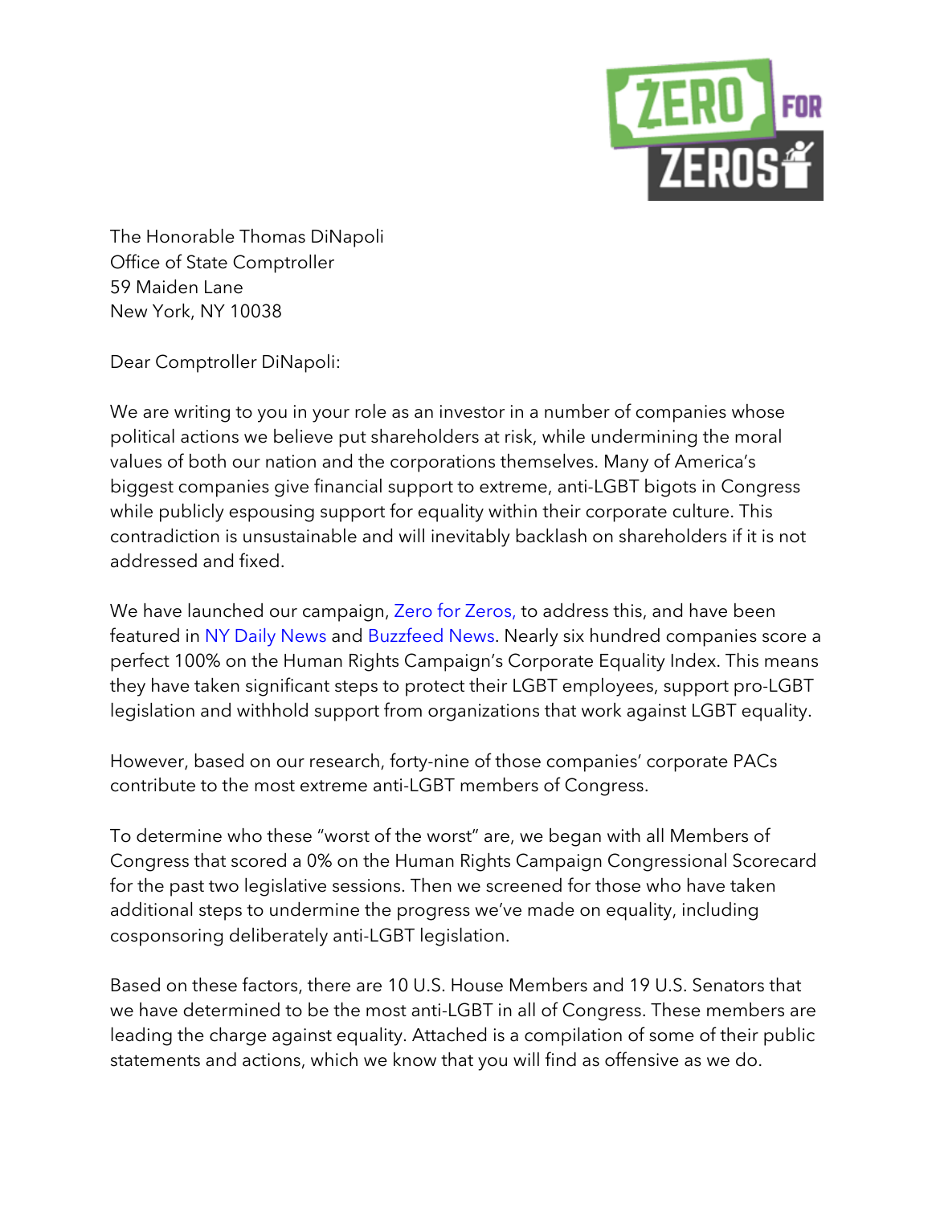The Honorable Thomas DiNapoli
Office of State Comptroller
59 Maiden Lane
New York, NY 10038

Dear Comptroller DiNapoli:

We are writing to you in your role as an investor in a number of companies whose political actions we believe put shareholders at risk, while undermining the moral values of both our nation and the corporations themselves. Many of America's biggest companies give financial support to extreme, anti-LGBT bigots in Congress while publicly espousing support for equality within their corporate culture. This contradiction is unsustainable and will inevitably backlash on shareholders if it is not addressed and fixed.

We have launched our campaign, Zero for Zeros, to address this, and have been featured in NY Daily News and Buzzfeed News. Nearly six hundred companies score a perfect 100% on the Human Rights Campaign's Corporate Equality Index. This means they have taken significant steps to protect their LGBT employees, support pro-LGBT legislation and withhold support from organizations that work against LGBT equality.

However, based on our research, forty-nine of those companies' corporate PACs contribute to the most extreme anti-LGBT members of Congress.

To determine who these "worst of the worst" are, we began with all Members of Congress that scored a 0% on the Human Rights Campaign Congressional Scorecard for the past two legislative sessions. Then we screened for those who have taken additional steps to undermine the progress we've made on equality, including cosponsoring deliberately anti-LGBT legislation.

Based on these factors, there are 10 U.S. House Members and 19 U.S. Senators that we have determined to be the most anti-LGBT in all of Congress. These members are leading the charge against equality. Attached is a compilation of some of their public statements and actions, which we know that you will find as offensive as we do.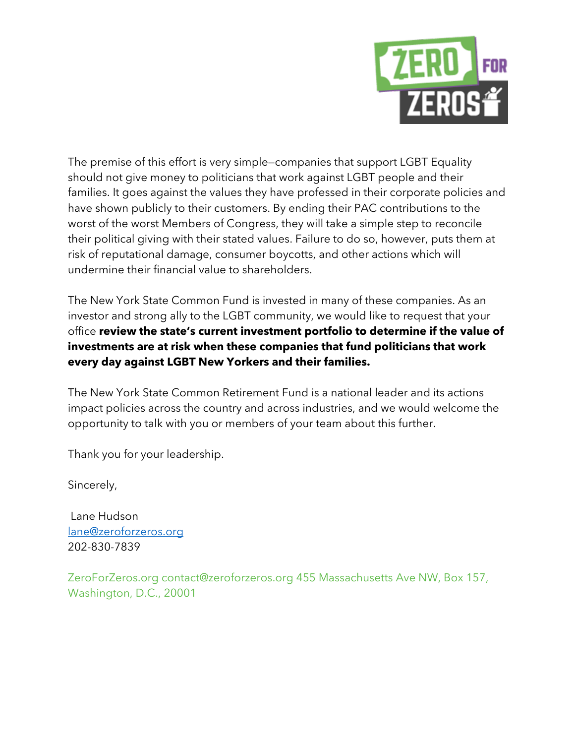The premise of this effort is very simple—companies that support LGBT Equality should not give money to politicians that work against LGBT people and their families. It goes against the values they have professed in their corporate policies and have shown publicly to their customers. By ending their PAC contributions to the worst of the worst Members of Congress, they will take a simple step to reconcile their political giving with their stated values. Failure to do so, however, puts them at risk of reputational damage, consumer boycotts, and other actions which will undermine their financial value to shareholders.

The New York State Common Fund is invested in many of these companies. As an investor and strong ally to the LGBT community, we would like to request that your office **review the state's current investment portfolio to determine if the value of investments are at risk when these companies that fund politicians that work every day against LGBT New Yorkers and their families.**

The New York State Common Retirement Fund is a national leader and its actions impact policies across the country and across industries, and we would welcome the opportunity to talk with you or members of your team about this further.

Thank you for your leadership.

Sincerely,

Lane Hudson
lane@zeroforzeros.org
202-830-7839

ZeroForZeros.org contact@zeroforzeros.org 455 Massachusetts Ave NW, Box 157, Washington, D.C., 20001